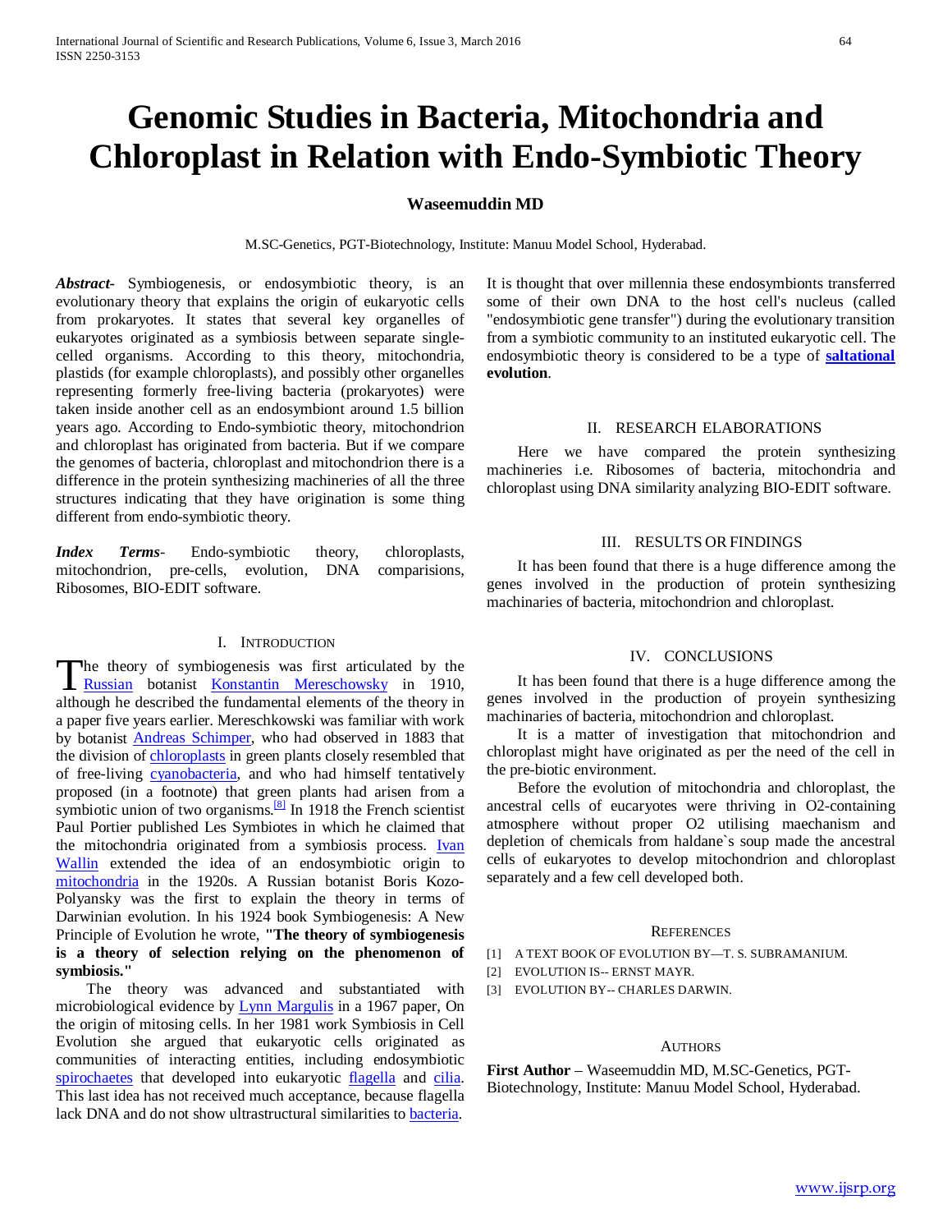# Genomic Studies in Bacteria, Mitochondria and Chloroplast in Relation with Endo-Symbiotic Theory

**Waseemuddin MD**

M.SC-Genetics, PGT-Biotechnology, Institute: Manuu Model School, Hyderabad.

***Abstract-*** Symbiogenesis, or endosymbiotic theory, is an evolutionary theory that explains the origin of eukaryotic cells from prokaryotes. It states that several key organelles of eukaryotes originated as a symbiosis between separate single-celled organisms. According to this theory, mitochondria, plastids (for example chloroplasts), and possibly other organelles representing formerly free-living bacteria (prokaryotes) were taken inside another cell as an endosymbiont around 1.5 billion years ago. According to Endo-symbiotic theory, mitochondrion and chloroplast has originated from bacteria. But if we compare the genomes of bacteria, chloroplast and mitochondrion there is a difference in the protein synthesizing machineries of all the three structures indicating that they have origination is some thing different from endo-symbiotic theory.

***Index Terms-*** Endo-symbiotic theory, chloroplasts, mitochondrion, pre-cells, evolution, DNA comparisions, Ribosomes, BIO-EDIT software.

## I. Introduction

The theory of symbiogenesis was first articulated by the Russian botanist Konstantin Mereschowsky in 1910, although he described the fundamental elements of the theory in a paper five years earlier. Mereschkowski was familiar with work by botanist Andreas Schimper, who had observed in 1883 that the division of chloroplasts in green plants closely resembled that of free-living cyanobacteria, and who had himself tentatively proposed (in a footnote) that green plants had arisen from a symbiotic union of two organisms.[8] In 1918 the French scientist Paul Portier published Les Symbiotes in which he claimed that the mitochondria originated from a symbiosis process. Ivan Wallin extended the idea of an endosymbiotic origin to mitochondria in the 1920s. A Russian botanist Boris Kozo-Polyansky was the first to explain the theory in terms of Darwinian evolution. In his 1924 book Symbiogenesis: A New Principle of Evolution he wrote, **"The theory of symbiogenesis is a theory of selection relying on the phenomenon of symbiosis."**

The theory was advanced and substantiated with microbiological evidence by Lynn Margulis in a 1967 paper, On the origin of mitosing cells. In her 1981 work Symbiosis in Cell Evolution she argued that eukaryotic cells originated as communities of interacting entities, including endosymbiotic spirochaetes that developed into eukaryotic flagella and cilia. This last idea has not received much acceptance, because flagella lack DNA and do not show ultrastructural similarities to bacteria. It is thought that over millennia these endosymbionts transferred some of their own DNA to the host cell's nucleus (called "endosymbiotic gene transfer") during the evolutionary transition from a symbiotic community to an instituted eukaryotic cell. The endosymbiotic theory is considered to be a type of **saltational evolution**.

## II. Research Elaborations

Here we have compared the protein synthesizing machineries i.e. Ribosomes of bacteria, mitochondria and chloroplast using DNA similarity analyzing BIO-EDIT software.

## III. Results or Findings

It has been found that there is a huge difference among the genes involved in the production of protein synthesizing machinaries of bacteria, mitochondrion and chloroplast.

## IV. Conclusions

It has been found that there is a huge difference among the genes involved in the production of proyein synthesizing machinaries of bacteria, mitochondrion and chloroplast.

It is a matter of investigation that mitochondrion and chloroplast might have originated as per the need of the cell in the pre-biotic environment.

Before the evolution of mitochondria and chloroplast, the ancestral cells of eucaryotes were thriving in O2-containing atmosphere without proper O2 utilising maechanism and depletion of chemicals from haldane`s soup made the ancestral cells of eukaryotes to develop mitochondrion and chloroplast separately and a few cell developed both.

## References

[1] A TEXT BOOK OF EVOLUTION BY—T. S. SUBRAMANIUM.

[2] EVOLUTION IS-- ERNST MAYR.

[3] EVOLUTION BY-- CHARLES DARWIN.

## Authors

**First Author** – Waseemuddin MD, M.SC-Genetics, PGT-Biotechnology, Institute: Manuu Model School, Hyderabad.